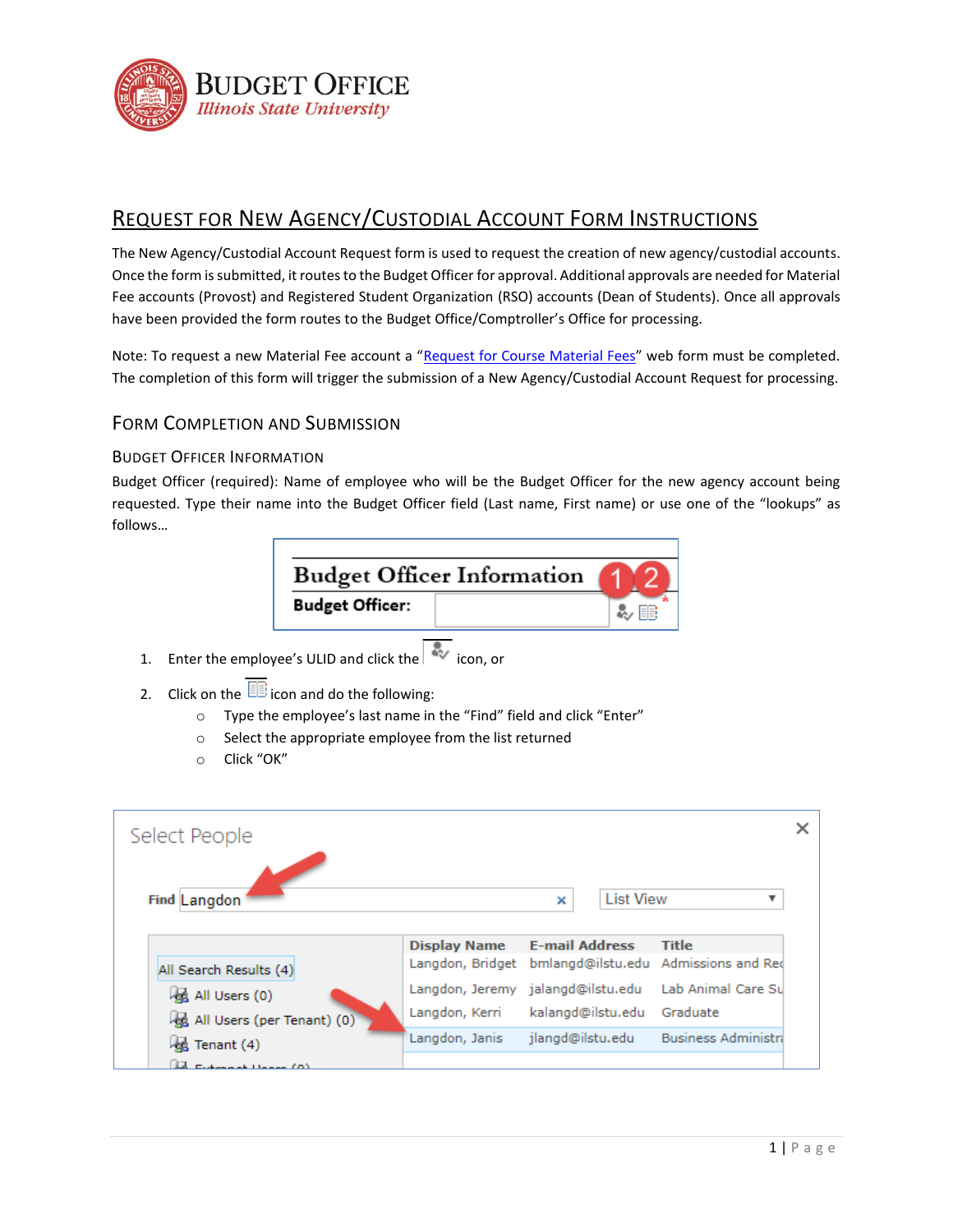**BUDGET OFFICE**
*Illinois State University*

# REQUEST FOR NEW AGENCY/CUSTODIAL ACCOUNT FORM INSTRUCTIONS

The New Agency/Custodial Account Request form is used to request the creation of new agency/custodial accounts. Once the form is submitted, it routes to the Budget Officer for approval. Additional approvals are needed for Material Fee accounts (Provost) and Registered Student Organization (RSO) accounts (Dean of Students). Once all approvals have been provided the form routes to the Budget Office/Comptroller's Office for processing.

Note: To request a new Material Fee account a "[Request for Course Material Fees]" web form must be completed. The completion of this form will trigger the submission of a New Agency/Custodial Account Request for processing.

## FORM COMPLETION AND SUBMISSION

### BUDGET OFFICER INFORMATION

Budget Officer (required): Name of employee who will be the Budget Officer for the new agency account being requested. Type their name into the Budget Officer field (Last name, First name) or use one of the "lookups" as follows…

1. Enter the employee's ULID and click the icon, or
2. Click on the icon and do the following:
   - Type the employee's last name in the "Find" field and click "Enter"
   - Select the appropriate employee from the list returned
   - Click "OK"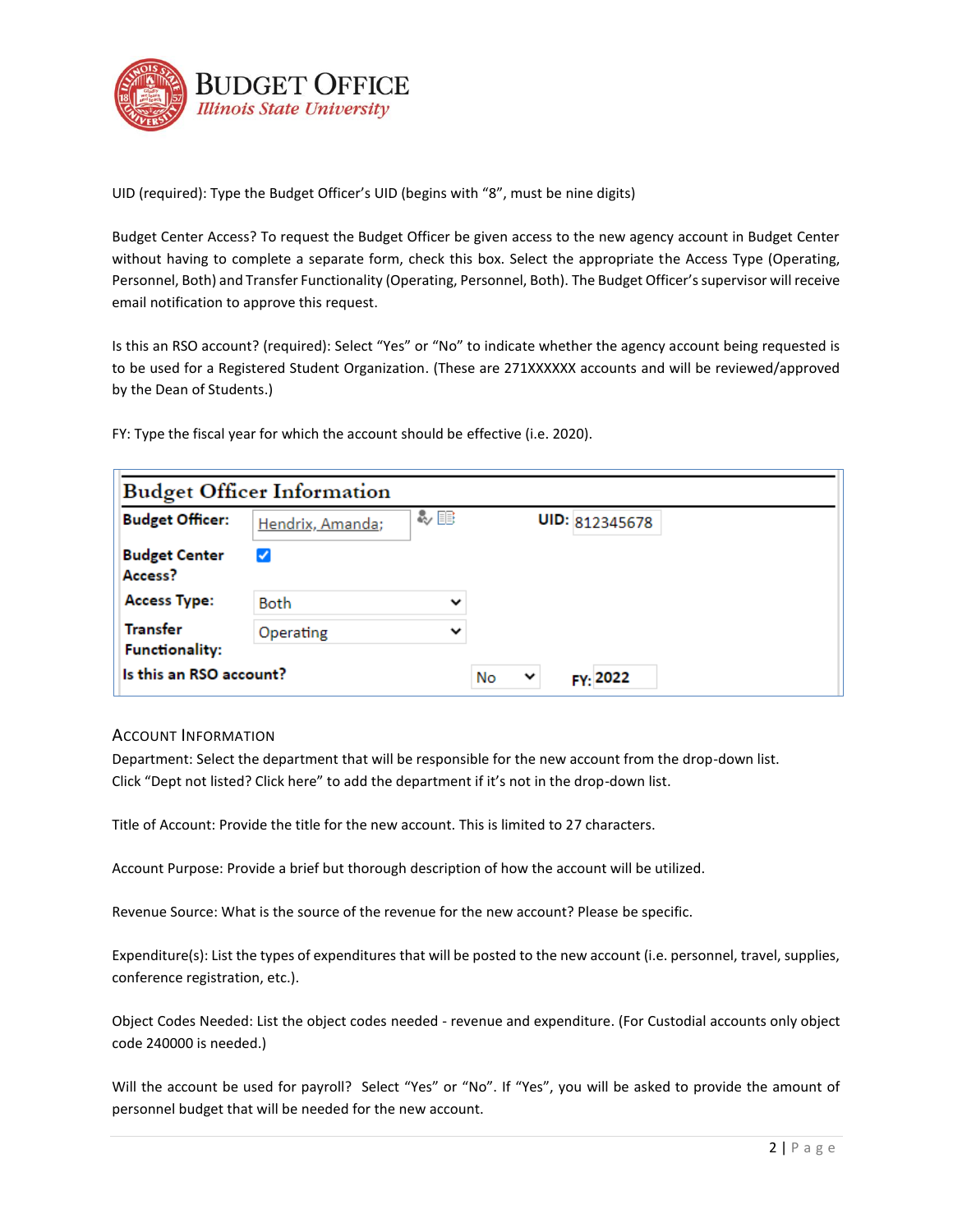UID (required): Type the Budget Officer's UID (begins with "8", must be nine digits)

Budget Center Access? To request the Budget Officer be given access to the new agency account in Budget Center without having to complete a separate form, check this box. Select the appropriate the Access Type (Operating, Personnel, Both) and Transfer Functionality (Operating, Personnel, Both). The Budget Officer's supervisor will receive email notification to approve this request.

Is this an RSO account? (required): Select "Yes" or "No" to indicate whether the agency account being requested is to be used for a Registered Student Organization. (These are 271XXXXXX accounts and will be reviewed/approved by the Dean of Students.)

FY: Type the fiscal year for which the account should be effective (i.e. 2020).

**Budget Officer Information**

| | | | |
|---|---|---|---|
| **Budget Officer:** | Hendrix, Amanda; | **UID:** | 812345678 |
| **Budget Center Access?** | ☑ | | |
| **Access Type:** | Both | | |
| **Transfer Functionality:** | Operating | | |
| **Is this an RSO account?** | No | **FY:** | 2022 |

## Account Information

Department: Select the department that will be responsible for the new account from the drop-down list. Click "Dept not listed? Click here" to add the department if it's not in the drop-down list.

Title of Account: Provide the title for the new account. This is limited to 27 characters.

Account Purpose: Provide a brief but thorough description of how the account will be utilized.

Revenue Source: What is the source of the revenue for the new account? Please be specific.

Expenditure(s): List the types of expenditures that will be posted to the new account (i.e. personnel, travel, supplies, conference registration, etc.).

Object Codes Needed: List the object codes needed - revenue and expenditure. (For Custodial accounts only object code 240000 is needed.)

Will the account be used for payroll? Select "Yes" or "No". If "Yes", you will be asked to provide the amount of personnel budget that will be needed for the new account.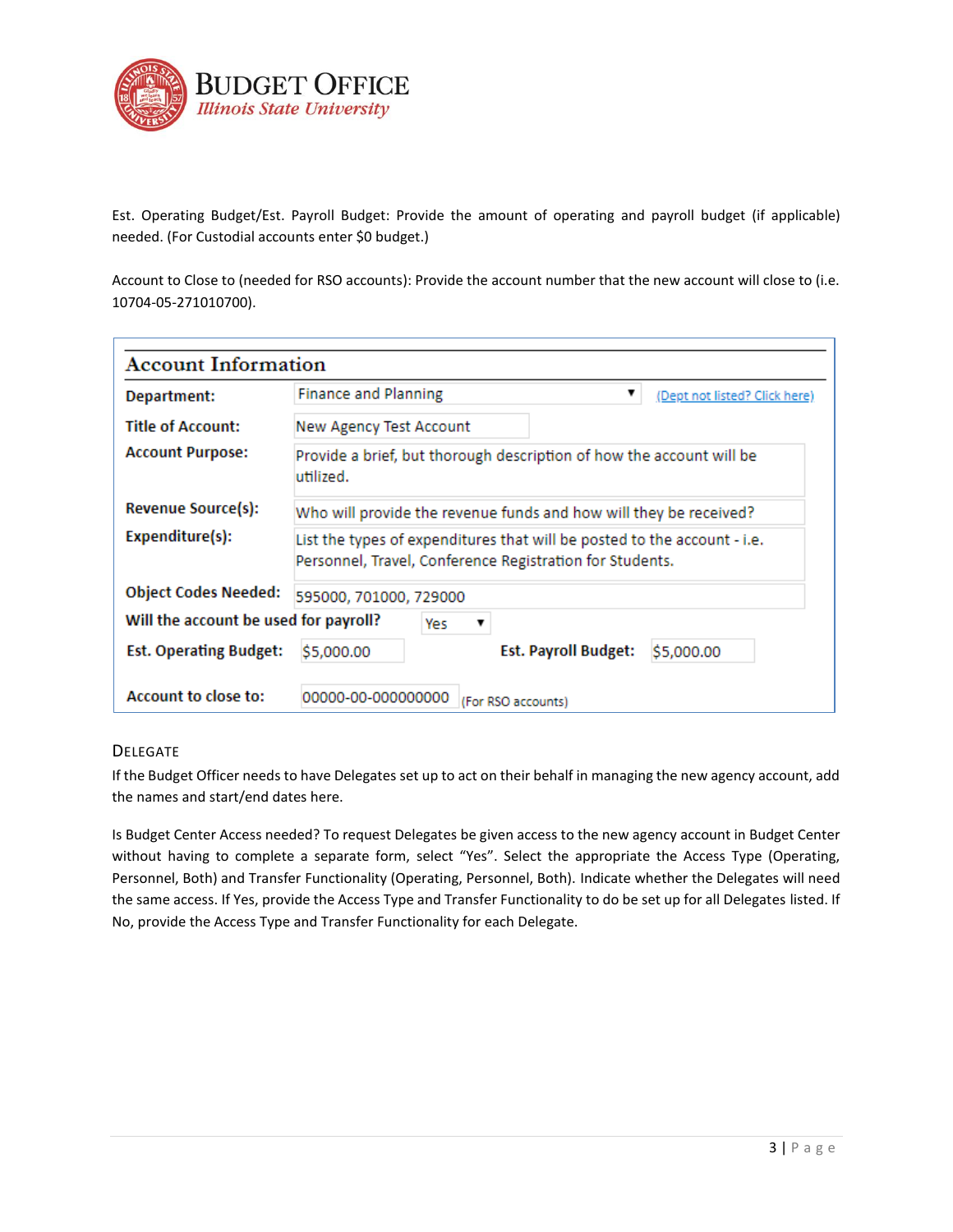Est. Operating Budget/Est. Payroll Budget: Provide the amount of operating and payroll budget (if applicable) needed. (For Custodial accounts enter $0 budget.)

Account to Close to (needed for RSO accounts): Provide the account number that the new account will close to (i.e. 10704-05-271010700).

## Account Information

| | | | |
|---|---|---|---|
| **Department:** | Finance and Planning | | (Dept not listed? Click here) |
| **Title of Account:** | New Agency Test Account | | |
| **Account Purpose:** | Provide a brief, but thorough description of how the account will be utilized. | | |
| **Revenue Source(s):** | Who will provide the revenue funds and how will they be received? | | |
| **Expenditure(s):** | List the types of expenditures that will be posted to the account - i.e. Personnel, Travel, Conference Registration for Students. | | |
| **Object Codes Needed:** | 595000, 701000, 729000 | | |
| **Will the account be used for payroll?** | Yes | | |
| **Est. Operating Budget:** | $5,000.00 | **Est. Payroll Budget:** | $5,000.00 |
| **Account to close to:** | 00000-00-000000000 (For RSO accounts) | | |

## Delegate

If the Budget Officer needs to have Delegates set up to act on their behalf in managing the new agency account, add the names and start/end dates here.

Is Budget Center Access needed? To request Delegates be given access to the new agency account in Budget Center without having to complete a separate form, select "Yes". Select the appropriate Access Type (Operating, Personnel, Both) and Transfer Functionality (Operating, Personnel, Both). Indicate whether the Delegates will need the same access. If Yes, provide the Access Type and Transfer Functionality to do be set up for all Delegates listed. If No, provide the Access Type and Transfer Functionality for each Delegate.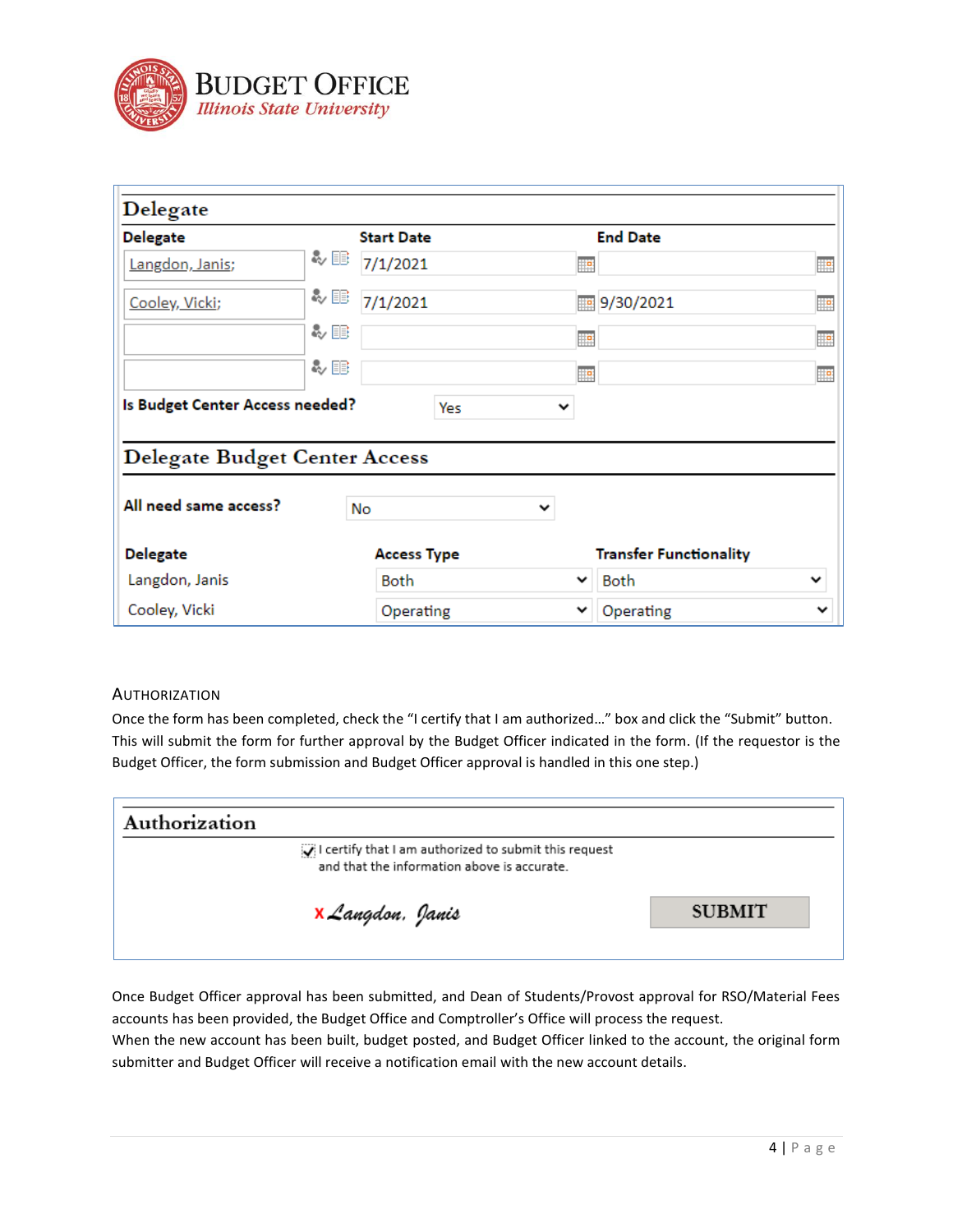## Delegate

| Delegate | Start Date | End Date |
|---|---|---|
| Langdon, Janis; | 7/1/2021 | |
| Cooley, Vicki; | 7/1/2021 | 9/30/2021 |
| | | |
| | | |

**Is Budget Center Access needed?** Yes

## Delegate Budget Center Access

**All need same access?** No

| Delegate | Access Type | Transfer Functionality |
|---|---|---|
| Langdon, Janis | Both | Both |
| Cooley, Vicki | Operating | Operating |

### Authorization

Once the form has been completed, check the "I certify that I am authorized…" box and click the "Submit" button. This will submit the form for further approval by the Budget Officer indicated in the form. (If the requestor is the Budget Officer, the form submission and Budget Officer approval is handled in this one step.)

## Authorization

☑ I certify that I am authorized to submit this request and that the information above is accurate.

x Langdon, Janis

SUBMIT

Once Budget Officer approval has been submitted, and Dean of Students/Provost approval for RSO/Material Fees accounts has been provided, the Budget Office and Comptroller's Office will process the request.
When the new account has been built, budget posted, and Budget Officer linked to the account, the original form submitter and Budget Officer will receive a notification email with the new account details.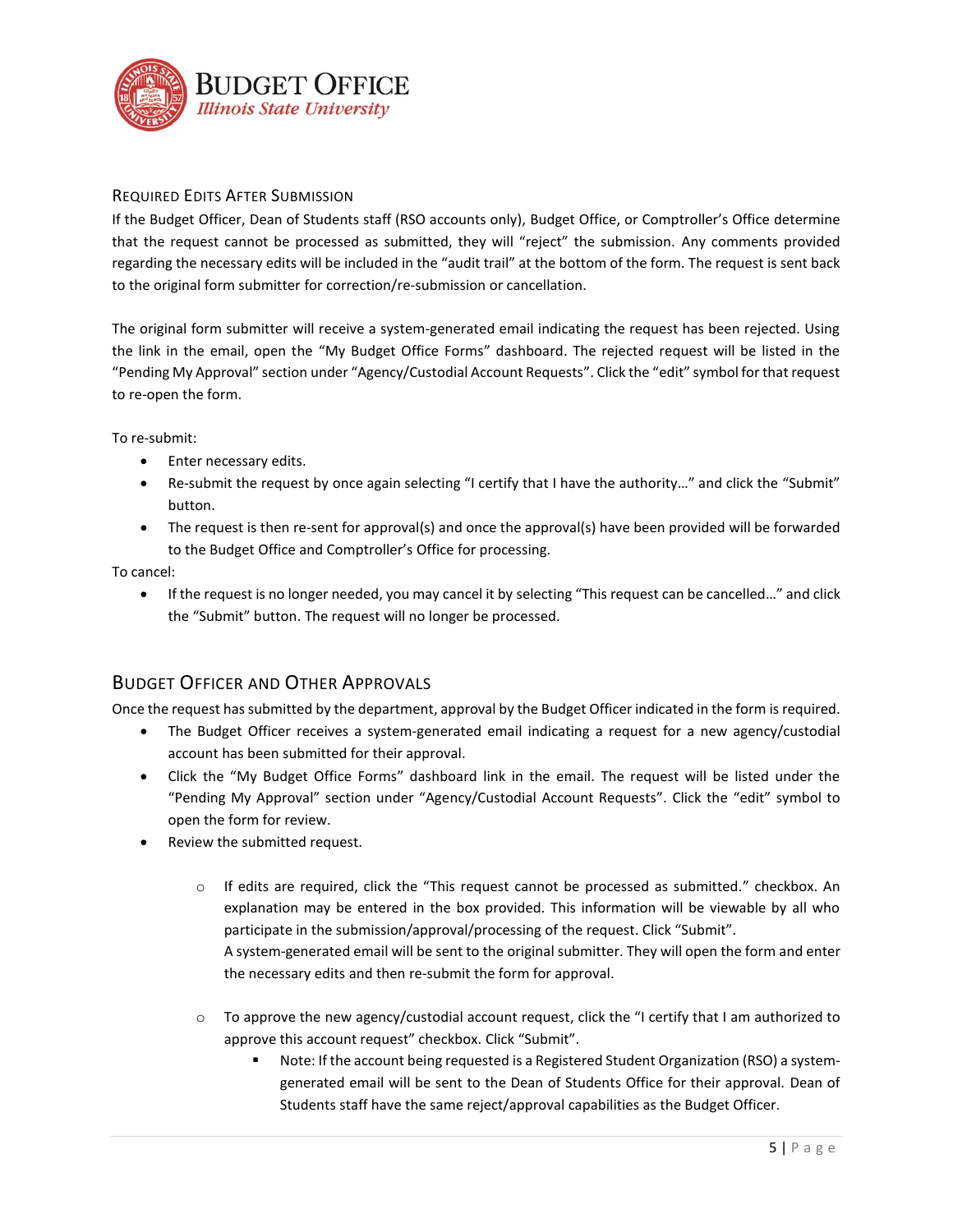## Required Edits After Submission

If the Budget Officer, Dean of Students staff (RSO accounts only), Budget Office, or Comptroller's Office determine that the request cannot be processed as submitted, they will "reject" the submission. Any comments provided regarding the necessary edits will be included in the "audit trail" at the bottom of the form. The request is sent back to the original form submitter for correction/re-submission or cancellation.

The original form submitter will receive a system-generated email indicating the request has been rejected. Using the link in the email, open the "My Budget Office Forms" dashboard. The rejected request will be listed in the "Pending My Approval" section under "Agency/Custodial Account Requests". Click the "edit" symbol for that request to re-open the form.

To re-submit:

- Enter necessary edits.
- Re-submit the request by once again selecting "I certify that I have the authority…" and click the "Submit" button.
- The request is then re-sent for approval(s) and once the approval(s) have been provided will be forwarded to the Budget Office and Comptroller's Office for processing.

To cancel:

- If the request is no longer needed, you may cancel it by selecting "This request can be cancelled…" and click the "Submit" button. The request will no longer be processed.

## Budget Officer and Other Approvals

Once the request has submitted by the department, approval by the Budget Officer indicated in the form is required.

- The Budget Officer receives a system-generated email indicating a request for a new agency/custodial account has been submitted for their approval.
- Click the "My Budget Office Forms" dashboard link in the email. The request will be listed under the "Pending My Approval" section under "Agency/Custodial Account Requests". Click the "edit" symbol to open the form for review.
- Review the submitted request.
    - If edits are required, click the "This request cannot be processed as submitted." checkbox. An explanation may be entered in the box provided. This information will be viewable by all who participate in the submission/approval/processing of the request. Click "Submit".
      A system-generated email will be sent to the original submitter. They will open the form and enter the necessary edits and then re-submit the form for approval.
    - To approve the new agency/custodial account request, click the "I certify that I am authorized to approve this account request" checkbox. Click "Submit".
        - Note: If the account being requested is a Registered Student Organization (RSO) a system-generated email will be sent to the Dean of Students Office for their approval. Dean of Students staff have the same reject/approval capabilities as the Budget Officer.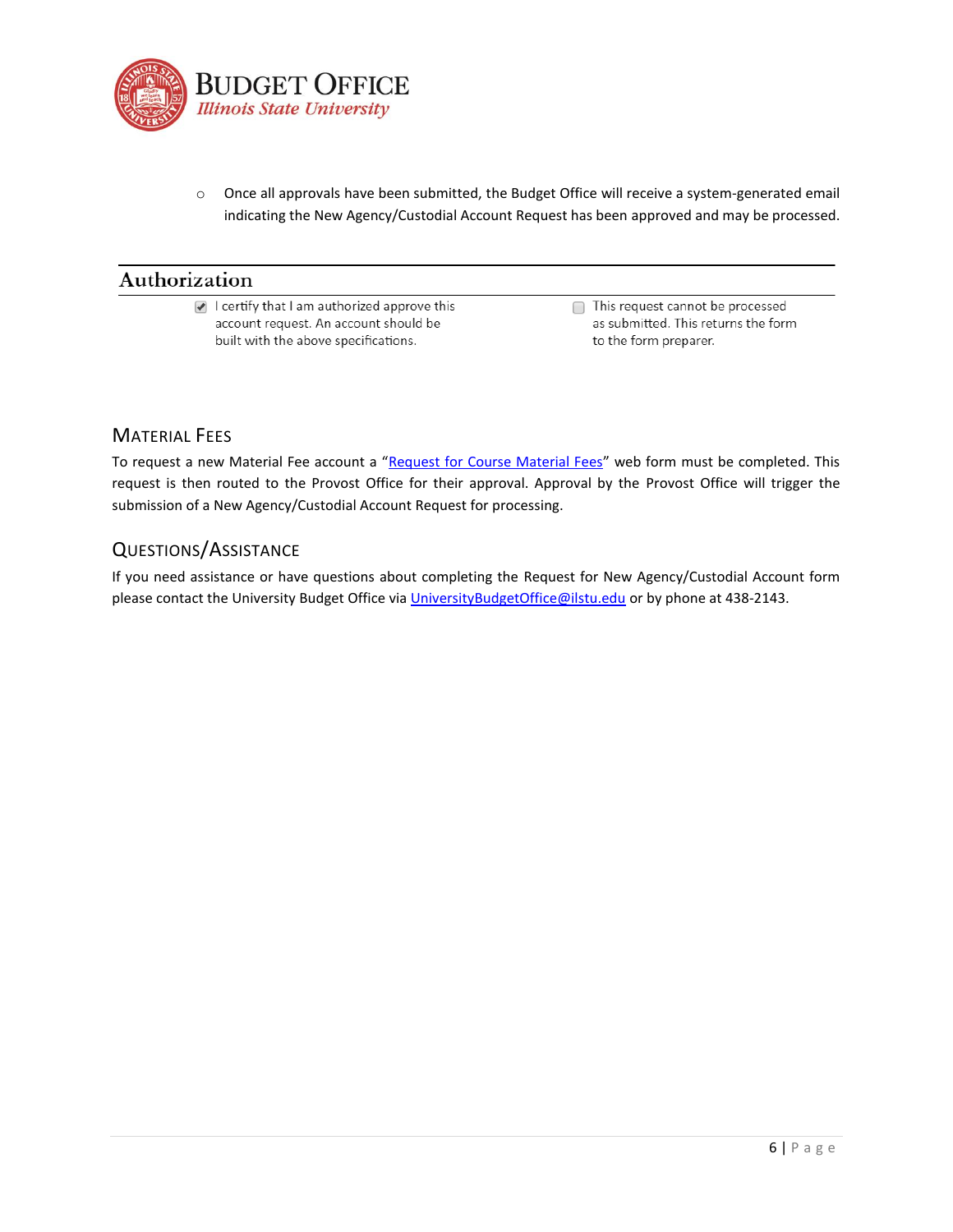- Once all approvals have been submitted, the Budget Office will receive a system-generated email indicating the New Agency/Custodial Account Request has been approved and may be processed.

## Authorization

- [x] I certify that I am authorized approve this account request. An account should be built with the above specifications.
- [ ] This request cannot be processed as submitted. This returns the form to the form preparer.

## Material Fees

To request a new Material Fee account a "Request for Course Material Fees" web form must be completed. This request is then routed to the Provost Office for their approval. Approval by the Provost Office will trigger the submission of a New Agency/Custodial Account Request for processing.

## Questions/Assistance

If you need assistance or have questions about completing the Request for New Agency/Custodial Account form please contact the University Budget Office via UniversityBudgetOffice@ilstu.edu or by phone at 438-2143.